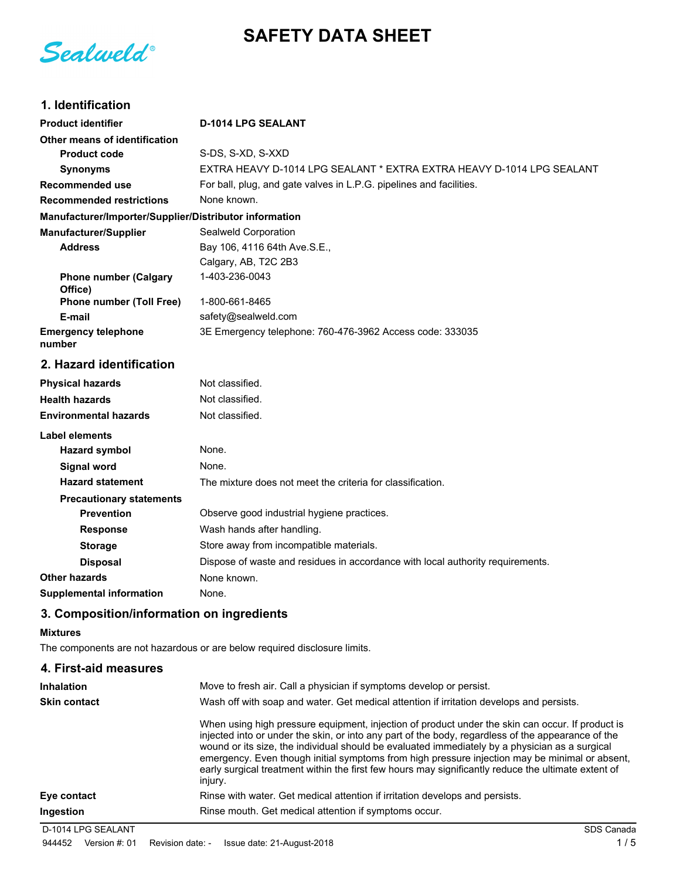Sealweld®

# SAFETY DATA SHEET

## 1. Identification

| | |
|---|---|
| **Product identifier** | **D-1014 LPG SEALANT** |
| **Other means of identification** | |
| **Product code** | S-DS, S-XD, S-XXD |
| **Synonyms** | EXTRA HEAVY D-1014 LPG SEALANT * EXTRA EXTRA HEAVY D-1014 LPG SEALANT |
| **Recommended use** | For ball, plug, and gate valves in L.P.G. pipelines and facilities. |
| **Recommended restrictions** | None known. |

**Manufacturer/Importer/Supplier/Distributor information**

| | |
|---|---|
| **Manufacturer/Supplier** | Sealweld Corporation |
| **Address** | Bay 106, 4116 64th Ave.S.E., Calgary, AB, T2C 2B3 |
| **Phone number (Calgary Office)** | 1-403-236-0043 |
| **Phone number (Toll Free)** | 1-800-661-8465 |
| **E-mail** | safety@sealweld.com |
| **Emergency telephone number** | 3E Emergency telephone: 760-476-3962 Access code: 333035 |

## 2. Hazard identification

| | |
|---|---|
| **Physical hazards** | Not classified. |
| **Health hazards** | Not classified. |
| **Environmental hazards** | Not classified. |
| **Label elements** | |
| **Hazard symbol** | None. |
| **Signal word** | None. |
| **Hazard statement** | The mixture does not meet the criteria for classification. |
| **Precautionary statements** | |
| **Prevention** | Observe good industrial hygiene practices. |
| **Response** | Wash hands after handling. |
| **Storage** | Store away from incompatible materials. |
| **Disposal** | Dispose of waste and residues in accordance with local authority requirements. |
| **Other hazards** | None known. |
| **Supplemental information** | None. |

## 3. Composition/information on ingredients

**Mixtures**

The components are not hazardous or are below required disclosure limits.

## 4. First-aid measures

| | |
|---|---|
| **Inhalation** | Move to fresh air. Call a physician if symptoms develop or persist. |
| **Skin contact** | Wash off with soap and water. Get medical attention if irritation develops and persists. When using high pressure equipment, injection of product under the skin can occur. If product is injected into or under the skin, or into any part of the body, regardless of the appearance of the wound or its size, the individual should be evaluated immediately by a physician as a surgical emergency. Even though initial symptoms from high pressure injection may be minimal or absent, early surgical treatment within the first few hours may significantly reduce the ultimate extent of injury. |
| **Eye contact** | Rinse with water. Get medical attention if irritation develops and persists. |
| **Ingestion** | Rinse mouth. Get medical attention if symptoms occur. |

D-1014 LPG SEALANT SDS Canada
944452 Version #: 01 Revision date: - Issue date: 21-August-2018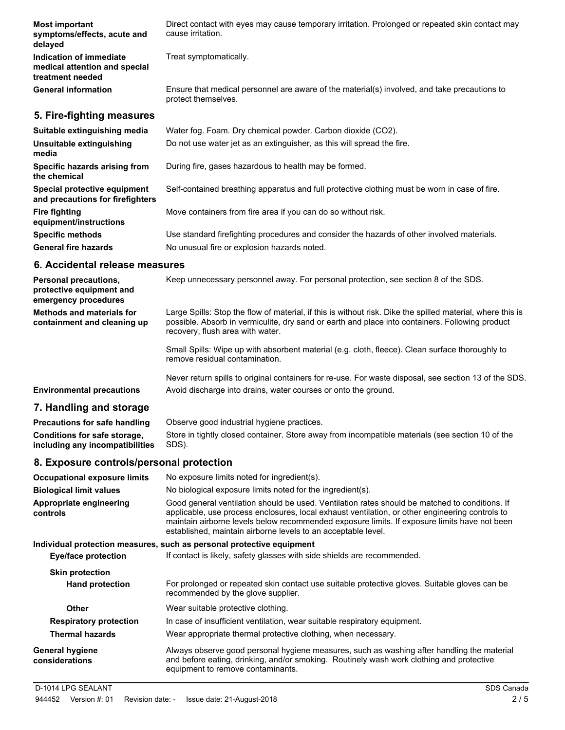| | |
|---|---|
| **Most important symptoms/effects, acute and delayed** | Direct contact with eyes may cause temporary irritation. Prolonged or repeated skin contact may cause irritation. |
| **Indication of immediate medical attention and special treatment needed** | Treat symptomatically. |
| **General information** | Ensure that medical personnel are aware of the material(s) involved, and take precautions to protect themselves. |

## 5. Fire-fighting measures

| | |
|---|---|
| **Suitable extinguishing media** | Water fog. Foam. Dry chemical powder. Carbon dioxide ($CO_2$). |
| **Unsuitable extinguishing media** | Do not use water jet as an extinguisher, as this will spread the fire. |
| **Specific hazards arising from the chemical** | During fire, gases hazardous to health may be formed. |
| **Special protective equipment and precautions for firefighters** | Self-contained breathing apparatus and full protective clothing must be worn in case of fire. |
| **Fire fighting equipment/instructions** | Move containers from fire area if you can do so without risk. |
| **Specific methods** | Use standard firefighting procedures and consider the hazards of other involved materials. |
| **General fire hazards** | No unusual fire or explosion hazards noted. |

## 6. Accidental release measures

| | |
|---|---|
| **Personal precautions, protective equipment and emergency procedures** | Keep unnecessary personnel away. For personal protection, see section 8 of the SDS. |
| **Methods and materials for containment and cleaning up** | Large Spills: Stop the flow of material, if this is without risk. Dike the spilled material, where this is possible. Absorb in vermiculite, dry sand or earth and place into containers. Following product recovery, flush area with water.<br><br>Small Spills: Wipe up with absorbent material (e.g. cloth, fleece). Clean surface thoroughly to remove residual contamination.<br><br>Never return spills to original containers for re-use. For waste disposal, see section 13 of the SDS. |
| **Environmental precautions** | Avoid discharge into drains, water courses or onto the ground. |

## 7. Handling and storage

| | |
|---|---|
| **Precautions for safe handling** | Observe good industrial hygiene practices. |
| **Conditions for safe storage, including any incompatibilities** | Store in tightly closed container. Store away from incompatible materials (see section 10 of the SDS). |

## 8. Exposure controls/personal protection

| | |
|---|---|
| **Occupational exposure limits** | No exposure limits noted for ingredient(s). |
| **Biological limit values** | No biological exposure limits noted for the ingredient(s). |
| **Appropriate engineering controls** | Good general ventilation should be used. Ventilation rates should be matched to conditions. If applicable, use process enclosures, local exhaust ventilation, or other engineering controls to maintain airborne levels below recommended exposure limits. If exposure limits have not been established, maintain airborne levels to an acceptable level. |

**Individual protection measures, such as personal protective equipment**

| | |
|---|---|
| **Eye/face protection** | If contact is likely, safety glasses with side shields are recommended. |
| **Skin protection** | |
| **Hand protection** | For prolonged or repeated skin contact use suitable protective gloves. Suitable gloves can be recommended by the glove supplier. |
| **Other** | Wear suitable protective clothing. |
| **Respiratory protection** | In case of insufficient ventilation, wear suitable respiratory equipment. |
| **Thermal hazards** | Wear appropriate thermal protective clothing, when necessary. |
| **General hygiene considerations** | Always observe good personal hygiene measures, such as washing after handling the material and before eating, drinking, and/or smoking. Routinely wash work clothing and protective equipment to remove contaminants. |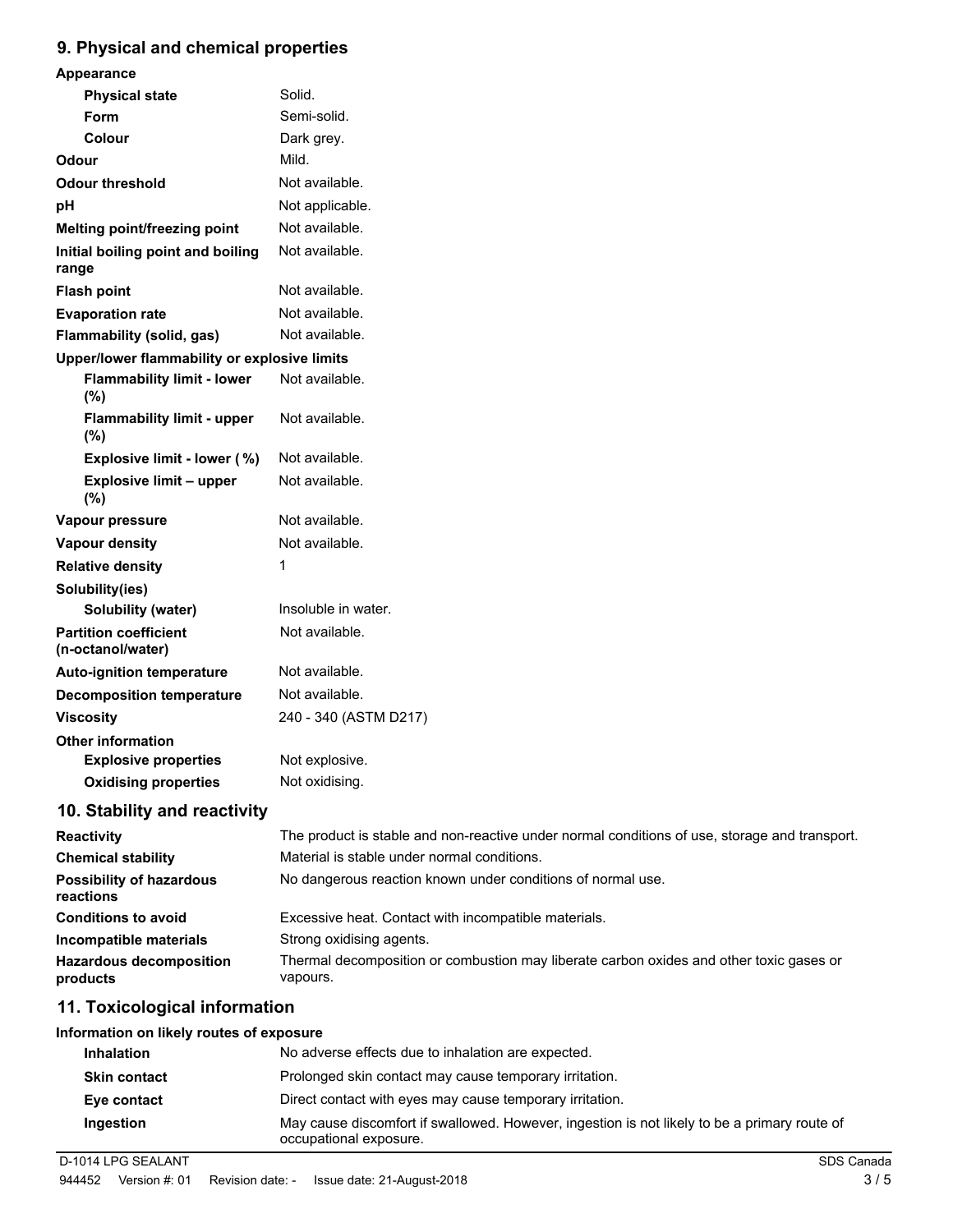## 9. Physical and chemical properties

| | |
|---|---|
| **Appearance** | |
| **Physical state** | Solid. |
| **Form** | Semi-solid. |
| **Colour** | Dark grey. |
| **Odour** | Mild. |
| **Odour threshold** | Not available. |
| **pH** | Not applicable. |
| **Melting point/freezing point** | Not available. |
| **Initial boiling point and boiling range** | Not available. |
| **Flash point** | Not available. |
| **Evaporation rate** | Not available. |
| **Flammability (solid, gas)** | Not available. |
| **Upper/lower flammability or explosive limits** | |
| **Flammability limit - lower (%)** | Not available. |
| **Flammability limit - upper (%)** | Not available. |
| **Explosive limit - lower ( %)** | Not available. |
| **Explosive limit – upper (%)** | Not available. |
| **Vapour pressure** | Not available. |
| **Vapour density** | Not available. |
| **Relative density** | 1 |
| **Solubility(ies)** | |
| **Solubility (water)** | Insoluble in water. |
| **Partition coefficient (n-octanol/water)** | Not available. |
| **Auto-ignition temperature** | Not available. |
| **Decomposition temperature** | Not available. |
| **Viscosity** | 240 - 340 (ASTM D217) |
| **Other information** | |
| **Explosive properties** | Not explosive. |
| **Oxidising properties** | Not oxidising. |

## 10. Stability and reactivity

| | |
|---|---|
| **Reactivity** | The product is stable and non-reactive under normal conditions of use, storage and transport. |
| **Chemical stability** | Material is stable under normal conditions. |
| **Possibility of hazardous reactions** | No dangerous reaction known under conditions of normal use. |
| **Conditions to avoid** | Excessive heat. Contact with incompatible materials. |
| **Incompatible materials** | Strong oxidising agents. |
| **Hazardous decomposition products** | Thermal decomposition or combustion may liberate carbon oxides and other toxic gases or vapours. |

## 11. Toxicological information

**Information on likely routes of exposure**

| | |
|---|---|
| **Inhalation** | No adverse effects due to inhalation are expected. |
| **Skin contact** | Prolonged skin contact may cause temporary irritation. |
| **Eye contact** | Direct contact with eyes may cause temporary irritation. |
| **Ingestion** | May cause discomfort if swallowed. However, ingestion is not likely to be a primary route of occupational exposure. |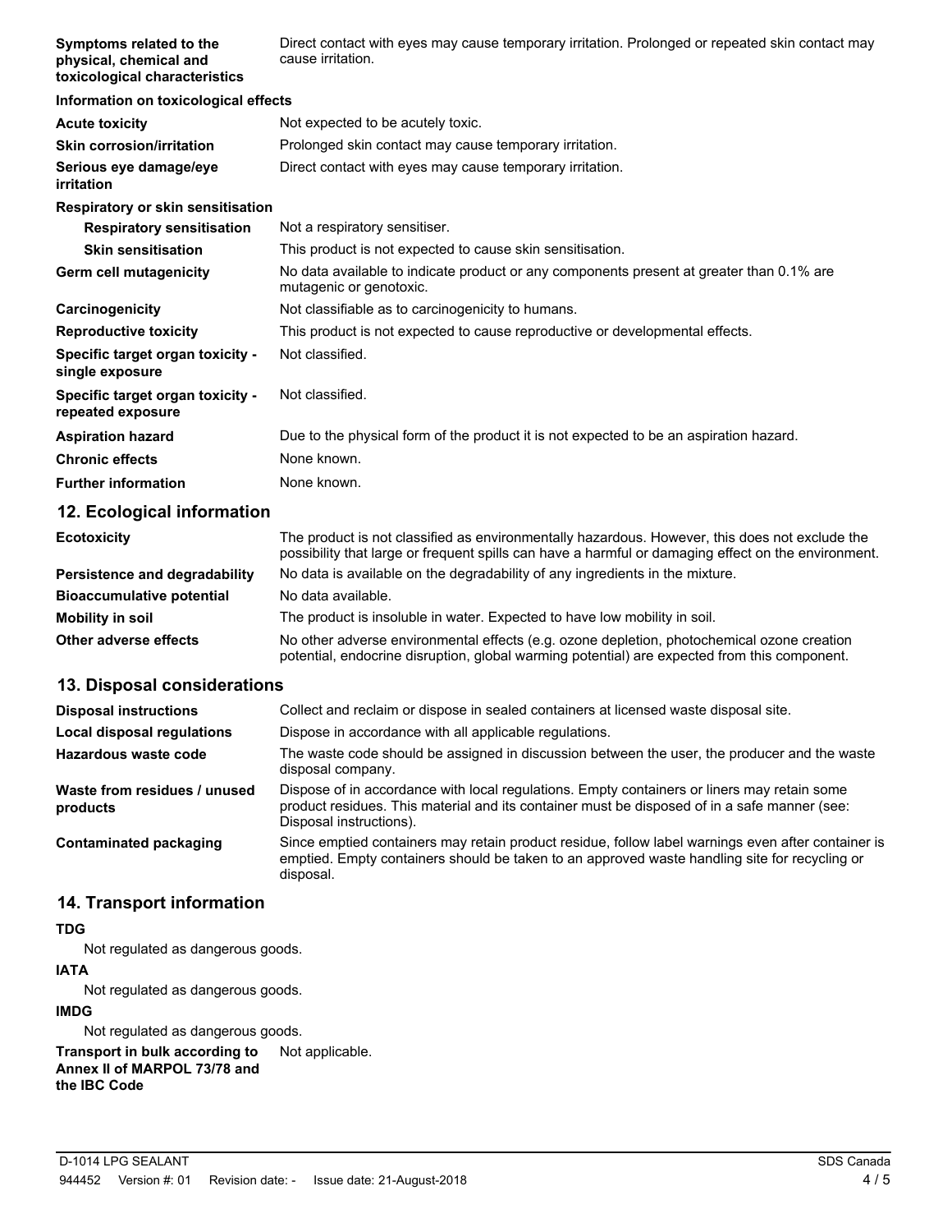| | |
|---|---|
| **Symptoms related to the physical, chemical and toxicological characteristics** | Direct contact with eyes may cause temporary irritation. Prolonged or repeated skin contact may cause irritation. |

**Information on toxicological effects**

| | |
|---|---|
| **Acute toxicity** | Not expected to be acutely toxic. |
| **Skin corrosion/irritation** | Prolonged skin contact may cause temporary irritation. |
| **Serious eye damage/eye irritation** | Direct contact with eyes may cause temporary irritation. |
| **Respiratory or skin sensitisation** | |
| **Respiratory sensitisation** | Not a respiratory sensitiser. |
| **Skin sensitisation** | This product is not expected to cause skin sensitisation. |
| **Germ cell mutagenicity** | No data available to indicate product or any components present at greater than 0.1% are mutagenic or genotoxic. |
| **Carcinogenicity** | Not classifiable as to carcinogenicity to humans. |
| **Reproductive toxicity** | This product is not expected to cause reproductive or developmental effects. |
| **Specific target organ toxicity - single exposure** | Not classified. |
| **Specific target organ toxicity - repeated exposure** | Not classified. |
| **Aspiration hazard** | Due to the physical form of the product it is not expected to be an aspiration hazard. |
| **Chronic effects** | None known. |
| **Further information** | None known. |

## 12. Ecological information

| | |
|---|---|
| **Ecotoxicity** | The product is not classified as environmentally hazardous. However, this does not exclude the possibility that large or frequent spills can have a harmful or damaging effect on the environment. |
| **Persistence and degradability** | No data is available on the degradability of any ingredients in the mixture. |
| **Bioaccumulative potential** | No data available. |
| **Mobility in soil** | The product is insoluble in water. Expected to have low mobility in soil. |
| **Other adverse effects** | No other adverse environmental effects (e.g. ozone depletion, photochemical ozone creation potential, endocrine disruption, global warming potential) are expected from this component. |

## 13. Disposal considerations

| | |
|---|---|
| **Disposal instructions** | Collect and reclaim or dispose in sealed containers at licensed waste disposal site. |
| **Local disposal regulations** | Dispose in accordance with all applicable regulations. |
| **Hazardous waste code** | The waste code should be assigned in discussion between the user, the producer and the waste disposal company. |
| **Waste from residues / unused products** | Dispose of in accordance with local regulations. Empty containers or liners may retain some product residues. This material and its container must be disposed of in a safe manner (see: Disposal instructions). |
| **Contaminated packaging** | Since emptied containers may retain product residue, follow label warnings even after container is emptied. Empty containers should be taken to an approved waste handling site for recycling or disposal. |

## 14. Transport information

**TDG**

Not regulated as dangerous goods.

**IATA**

Not regulated as dangerous goods.

**IMDG**

Not regulated as dangerous goods.

| | |
|---|---|
| **Transport in bulk according to Annex II of MARPOL 73/78 and the IBC Code** | Not applicable. |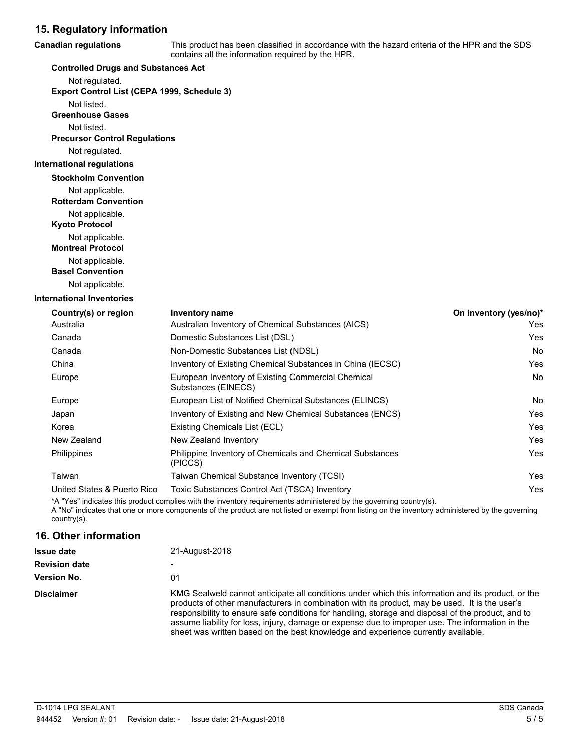## 15. Regulatory information

**Canadian regulations** This product has been classified in accordance with the hazard criteria of the HPR and the SDS contains all the information required by the HPR.

**Controlled Drugs and Substances Act**

Not regulated.

**Export Control List (CEPA 1999, Schedule 3)**

Not listed.

**Greenhouse Gases**

Not listed.

**Precursor Control Regulations**

Not regulated.

**International regulations**

**Stockholm Convention**

Not applicable.

**Rotterdam Convention**

Not applicable.

**Kyoto Protocol**

Not applicable.

**Montreal Protocol**

Not applicable.

**Basel Convention**

Not applicable.

**International Inventories**

| Country(s) or region | Inventory name | On inventory (yes/no)* |
|---|---|---|
| Australia | Australian Inventory of Chemical Substances (AICS) | Yes |
| Canada | Domestic Substances List (DSL) | Yes |
| Canada | Non-Domestic Substances List (NDSL) | No |
| China | Inventory of Existing Chemical Substances in China (IECSC) | Yes |
| Europe | European Inventory of Existing Commercial Chemical Substances (EINECS) | No |
| Europe | European List of Notified Chemical Substances (ELINCS) | No |
| Japan | Inventory of Existing and New Chemical Substances (ENCS) | Yes |
| Korea | Existing Chemicals List (ECL) | Yes |
| New Zealand | New Zealand Inventory | Yes |
| Philippines | Philippine Inventory of Chemicals and Chemical Substances (PICCS) | Yes |
| Taiwan | Taiwan Chemical Substance Inventory (TCSI) | Yes |
| United States & Puerto Rico | Toxic Substances Control Act (TSCA) Inventory | Yes |

*A "Yes" indicates this product complies with the inventory requirements administered by the governing country(s).
A "No" indicates that one or more components of the product are not listed or exempt from listing on the inventory administered by the governing country(s).

## 16. Other information

**Issue date** 21-August-2018

**Revision date** -

**Version No.** 01

**Disclaimer** KMG Sealweld cannot anticipate all conditions under which this information and its product, or the products of other manufacturers in combination with its product, may be used. It is the user's responsibility to ensure safe conditions for handling, storage and disposal of the product, and to assume liability for loss, injury, damage or expense due to improper use. The information in the sheet was written based on the best knowledge and experience currently available.